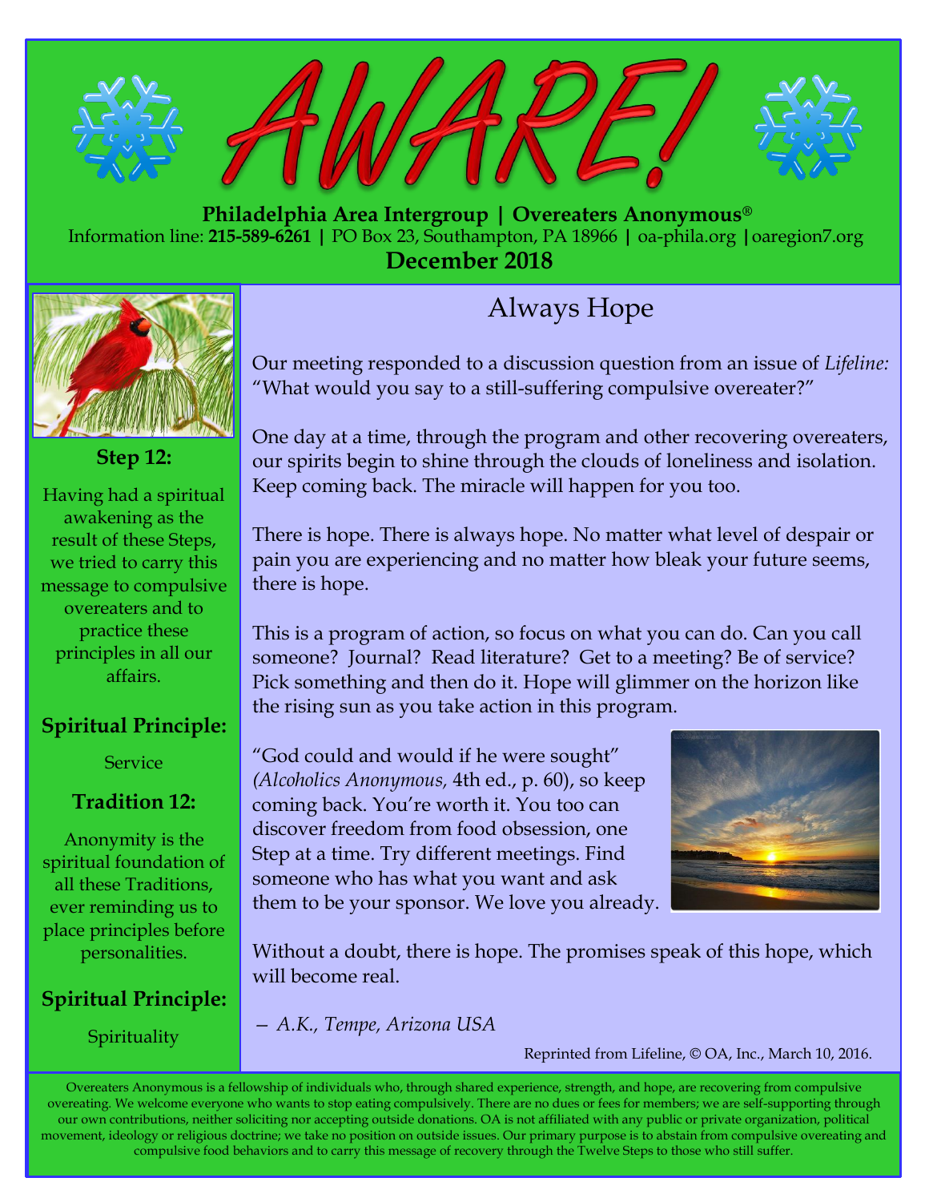# AWARE!

**Philadelphia Area Intergroup | Overeaters Anonymous®**

Information line: **215-589-6261** | PO Box 23, Southampton, PA 18966 | oa-phila.org | oaregion7.org

**December 2018**

## Always Hope

Our meeting responded to a discussion question from an issue of *Lifeline:* "What would you say to a still-suffering compulsive overeater?"

One day at a time, through the program and other recovering overeaters, our spirits begin to shine through the clouds of loneliness and isolation. Keep coming back. The miracle will happen for you too.

There is hope. There is always hope. No matter what level of despair or pain you are experiencing and no matter how bleak your future seems, there is hope.

This is a program of action, so focus on what you can do. Can you call someone? Journal? Read literature? Get to a meeting? Be of service? Pick something and then do it. Hope will glimmer on the horizon like the rising sun as you take action in this program.

"God could and would if he were sought" (*Alcoholics Anonymous*, 4th ed., p. 60), so keep coming back. You're worth it. You too can discover freedom from food obsession, one Step at a time. Try different meetings. Find someone who has what you want and ask them to be your sponsor. We love you already.

Without a doubt, there is hope. The promises speak of this hope, which will become real.

*— A.K., Tempe, Arizona USA*

Reprinted from Lifeline, © OA, Inc., March 10, 2016.

### Step 12:

Having had a spiritual awakening as the result of these Steps, we tried to carry this message to compulsive overeaters and to practice these principles in all our affairs.

### Spiritual Principle:

Service

### Tradition 12:

Anonymity is the spiritual foundation of all these Traditions, ever reminding us to place principles before personalities.

### Spiritual Principle:

Spirituality

---

Overeaters Anonymous is a fellowship of individuals who, through shared experience, strength, and hope, are recovering from compulsive overeating. We welcome everyone who wants to stop eating compulsively. There are no dues or fees for members; we are self-supporting through our own contributions, neither soliciting nor accepting outside donations. OA is not affiliated with any public or private organization, political movement, ideology or religious doctrine; we take no position on outside issues. Our primary purpose is to abstain from compulsive overeating and compulsive food behaviors and to carry this message of recovery through the Twelve Steps to those who still suffer.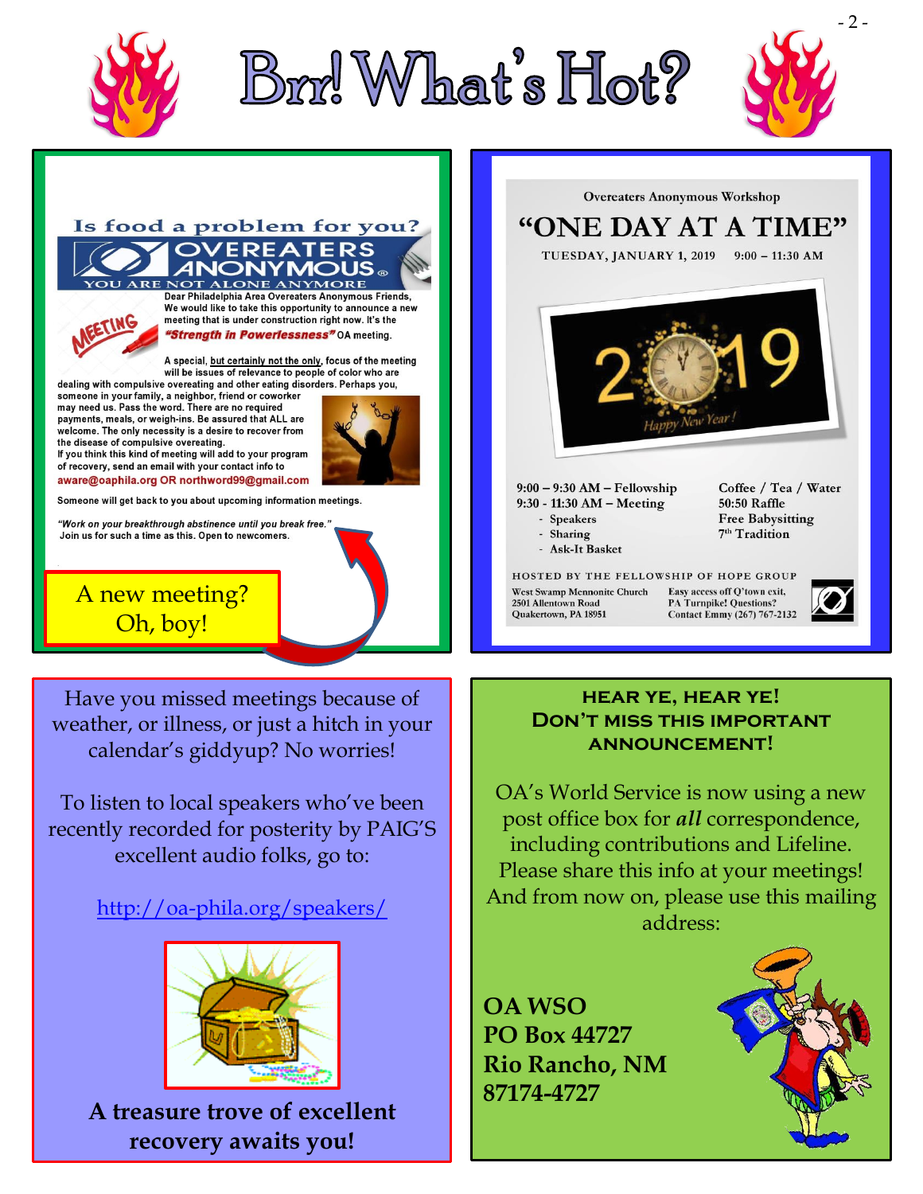# Brr! What's Hot?

## Is food a problem for you?

**OVEREATERS ANONYMOUS**

YOU ARE NOT ALONE ANYMORE

MEETING

Dear Philadelphia Area Overeaters Anonymous Friends,
We would like to take this opportunity to announce a new meeting that is under construction right now. It's the ***"Strength in Powerlessness"*** OA meeting.

A special, but certainly not the only, focus of the meeting will be issues of relevance to people of color who are dealing with compulsive overeating and other eating disorders. Perhaps you, someone in your family, a neighbor, friend or coworker may need us. Pass the word. There are no required payments, meals, or weigh-ins. Be assured that ALL are welcome. The only necessity is a desire to recover from the disease of compulsive overeating.
If you think this kind of meeting will add to your program of recovery, send an email with your contact info to
aware@oaphila.org OR northword99@gmail.com

Someone will get back to you about upcoming information meetings.

*"Work on your breakthrough abstinence until you break free."*
Join us for such a time as this. Open to newcomers.

A new meeting?
Oh, boy!

---

Overeaters Anonymous Workshop

## "ONE DAY AT A TIME"

TUESDAY, JANUARY 1, 2019 9:00 – 11:30 AM

2019
Happy New Year!

9:00 – 9:30 AM – Fellowship
9:30 - 11:30 AM – Meeting
- Speakers
- Sharing
- Ask-It Basket

Coffee / Tea / Water
50:50 Raffle
Free Babysitting
7th Tradition

HOSTED BY THE FELLOWSHIP OF HOPE GROUP

West Swamp Mennonite Church
2501 Allentown Road
Quakertown, PA 18951

Easy access off Q'town exit,
PA Turnpike! Questions?
Contact Emmy (267) 767-2132

---

Have you missed meetings because of weather, or illness, or just a hitch in your calendar's giddyup? No worries!

To listen to local speakers who've been recently recorded for posterity by PAIG'S excellent audio folks, go to:

http://oa-phila.org/speakers/

**A treasure trove of excellent recovery awaits you!**

---

**HEAR YE, HEAR YE!**
**DON'T MISS THIS IMPORTANT ANNOUNCEMENT!**

OA's World Service is now using a new post office box for ***all*** correspondence, including contributions and Lifeline. Please share this info at your meetings! And from now on, please use this mailing address:

**OA WSO**
**PO Box 44727**
**Rio Rancho, NM**
**87174-4727**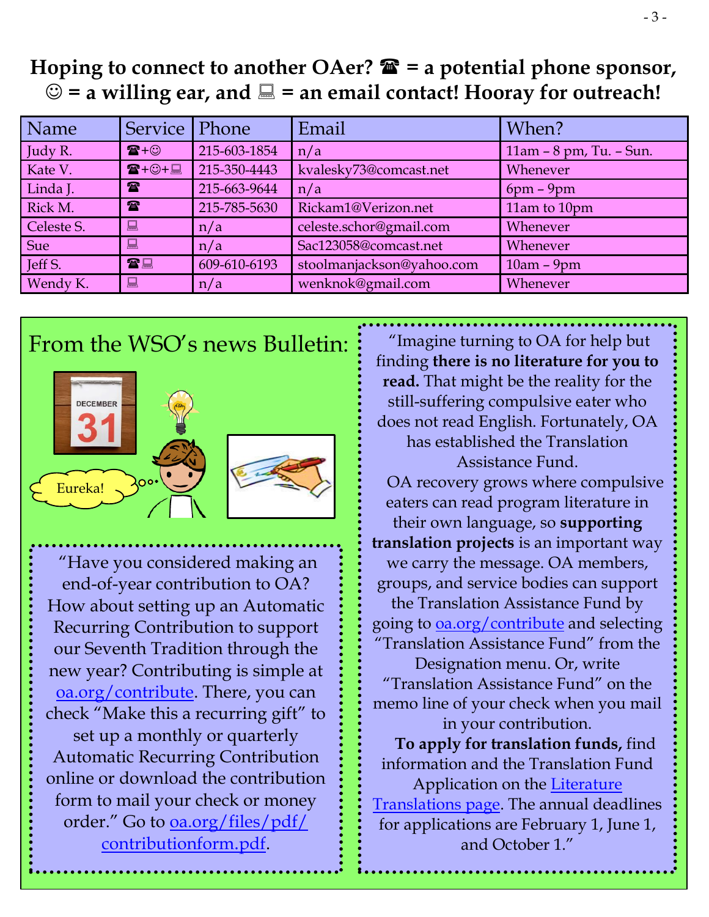## Hoping to connect to another OAer? ☎ = a potential phone sponsor, ☺ = a willing ear, and 💻 = an email contact! Hooray for outreach!

| Name | Service | Phone | Email | When? |
|---|---|---|---|---|
| Judy R. | ☎+☺ | 215-603-1854 | n/a | 11am – 8 pm, Tu. – Sun. |
| Kate V. | ☎+☺+💻 | 215-350-4443 | kvalesky73@comcast.net | Whenever |
| Linda J. | ☎ | 215-663-9644 | n/a | 6pm – 9pm |
| Rick M. | ☎ | 215-785-5630 | Rickam1@Verizon.net | 11am to 10pm |
| Celeste S. | 💻 | n/a | celeste.schor@gmail.com | Whenever |
| Sue | 💻 | n/a | Sac123058@comcast.net | Whenever |
| Jeff S. | ☎💻 | 609-610-6193 | stoolmanjackson@yahoo.com | 10am – 9pm |
| Wendy K. | 💻 | n/a | wenknok@gmail.com | Whenever |

## From the WSO's news Bulletin:

"Have you considered making an end-of-year contribution to OA? How about setting up an Automatic Recurring Contribution to support our Seventh Tradition through the new year? Contributing is simple at oa.org/contribute. There, you can check "Make this a recurring gift" to set up a monthly or quarterly Automatic Recurring Contribution online or download the contribution form to mail your check or money order." Go to oa.org/files/pdf/contributionform.pdf.

"Imagine turning to OA for help but finding **there is no literature for you to read.** That might be the reality for the still-suffering compulsive eater who does not read English. Fortunately, OA has established the Translation Assistance Fund.

OA recovery grows where compulsive eaters can read program literature in their own language, so **supporting translation projects** is an important way we carry the message. OA members, groups, and service bodies can support the Translation Assistance Fund by going to oa.org/contribute and selecting "Translation Assistance Fund" from the Designation menu. Or, write "Translation Assistance Fund" on the memo line of your check when you mail in your contribution.

**To apply for translation funds,** find information and the Translation Fund Application on the Literature Translations page. The annual deadlines for applications are February 1, June 1, and October 1."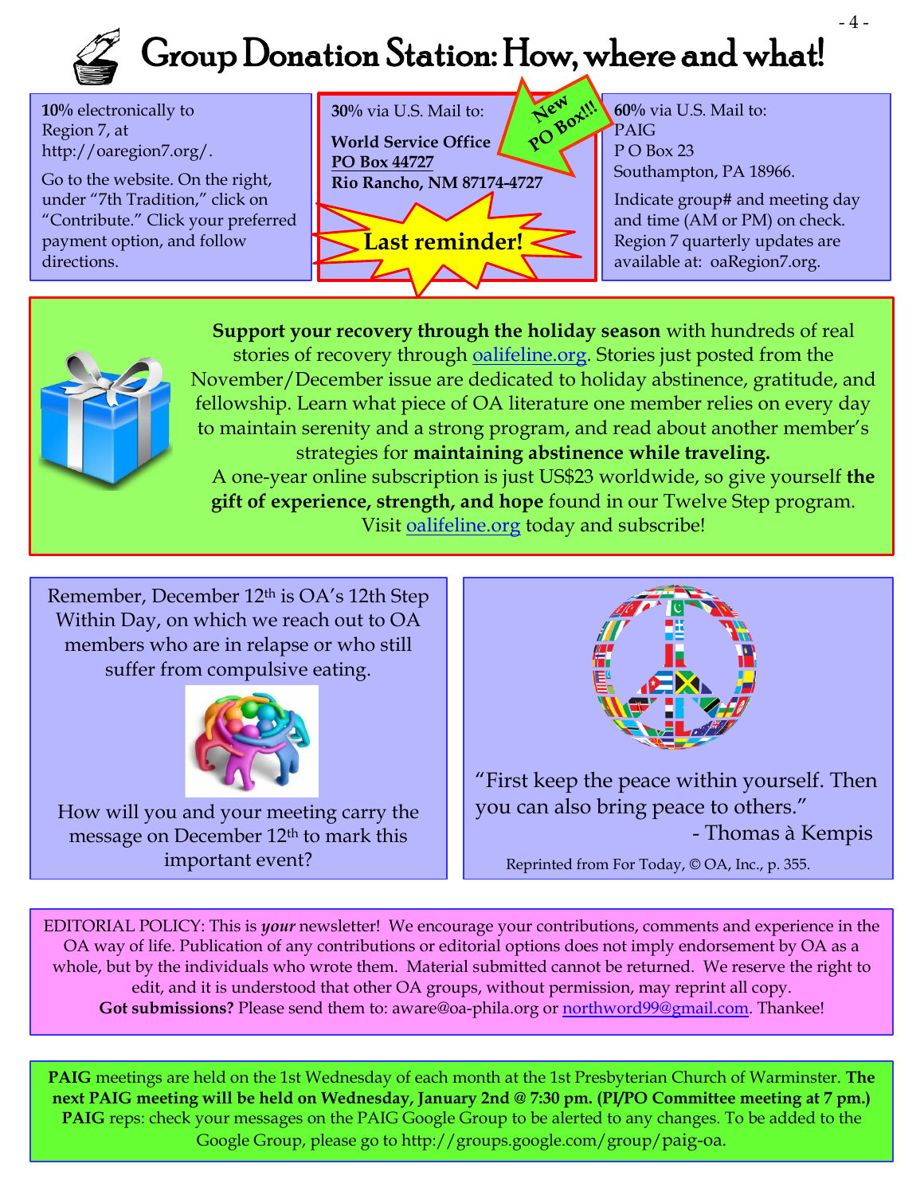# Group Donation Station: How, where and what!

**10%** electronically to Region 7, at http://oaregion7.org/.

Go to the website. On the right, under "7th Tradition," click on "Contribute." Click your preferred payment option, and follow directions.

**30%** via U.S. Mail to:

**World Service Office**
**PO Box 44727**
**Rio Rancho, NM 87174-4727**

New PO Box!!!

Last reminder!

**60%** via U.S. Mail to:
PAIG
P O Box 23
Southampton, PA 18966.

Indicate group# and meeting day and time (AM or PM) on check. Region 7 quarterly updates are available at: oaRegion7.org.

**Support your recovery through the holiday season** with hundreds of real stories of recovery through oalifeline.org. Stories just posted from the November/December issue are dedicated to holiday abstinence, gratitude, and fellowship. Learn what piece of OA literature one member relies on every day to maintain serenity and a strong program, and read about another member's strategies for **maintaining abstinence while traveling.**

A one-year online subscription is just US$23 worldwide, so give yourself **the gift of experience, strength, and hope** found in our Twelve Step program. Visit oalifeline.org today and subscribe!

Remember, December 12th is OA's 12th Step Within Day, on which we reach out to OA members who are in relapse or who still suffer from compulsive eating.

How will you and your meeting carry the message on December 12th to mark this important event?

"First keep the peace within yourself. Then you can also bring peace to others."
- Thomas à Kempis

Reprinted from For Today, © OA, Inc., p. 355.

EDITORIAL POLICY: This is ***your*** newsletter! We encourage your contributions, comments and experience in the OA way of life. Publication of any contributions or editorial options does not imply endorsement by OA as a whole, but by the individuals who wrote them. Material submitted cannot be returned. We reserve the right to edit, and it is understood that other OA groups, without permission, may reprint all copy.
**Got submissions?** Please send them to: aware@oa-phila.org or northword99@gmail.com. Thankee!

**PAIG** meetings are held on the 1st Wednesday of each month at the 1st Presbyterian Church of Warminster. **The next PAIG meeting will be held on Wednesday, January 2nd @ 7:30 pm. (PI/PO Committee meeting at 7 pm.) PAIG** reps: check your messages on the PAIG Google Group to be alerted to any changes. To be added to the Google Group, please go to http://groups.google.com/group/paig-oa.